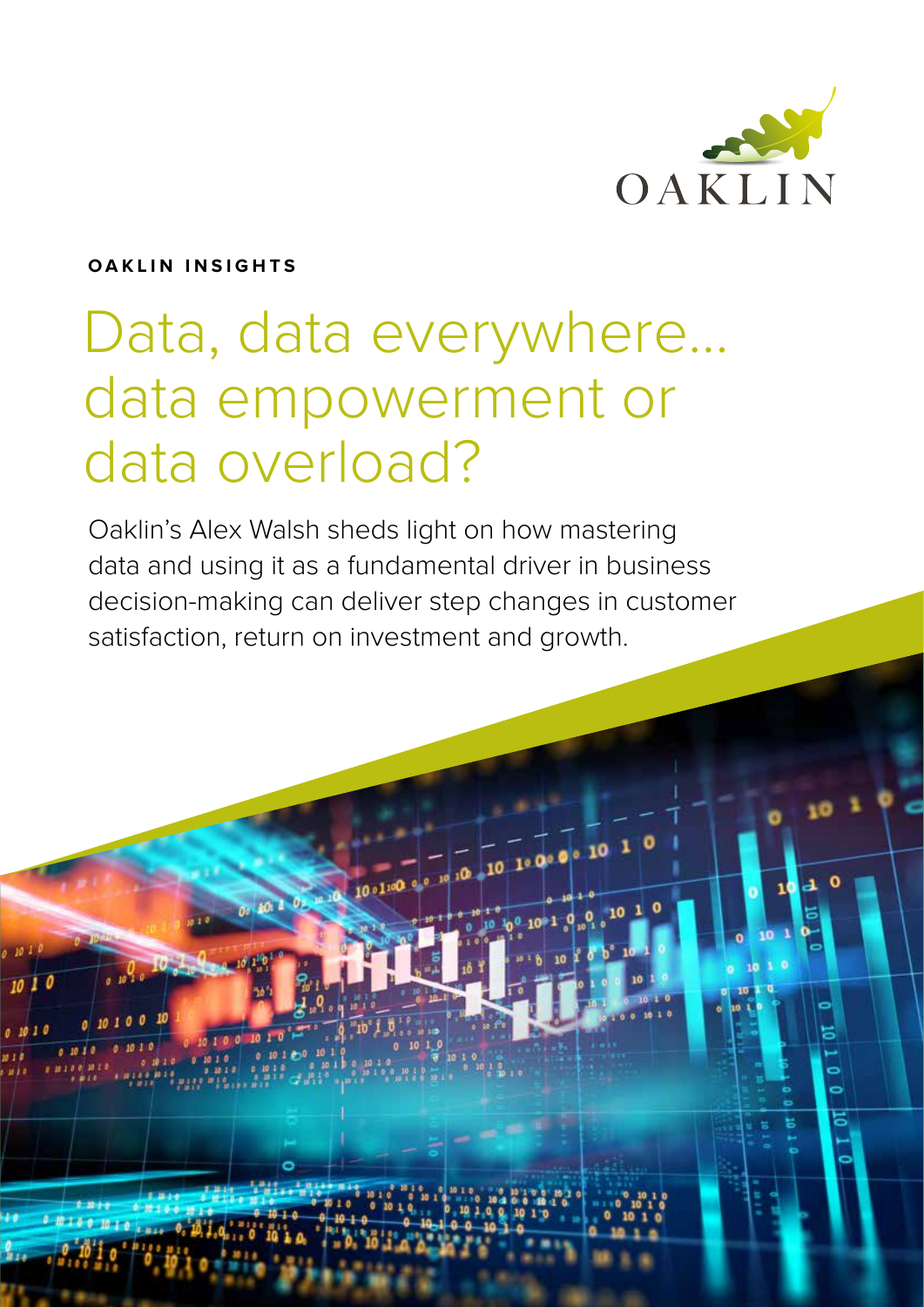OAKLIN

**OAKLIN INSIGHTS**

# Data, data everywhere... data empowerment or data overload?

Oaklin's Alex Walsh sheds light on how mastering data and using it as a fundamental driver in business decision-making can deliver step changes in customer satisfaction, return on investment and growth.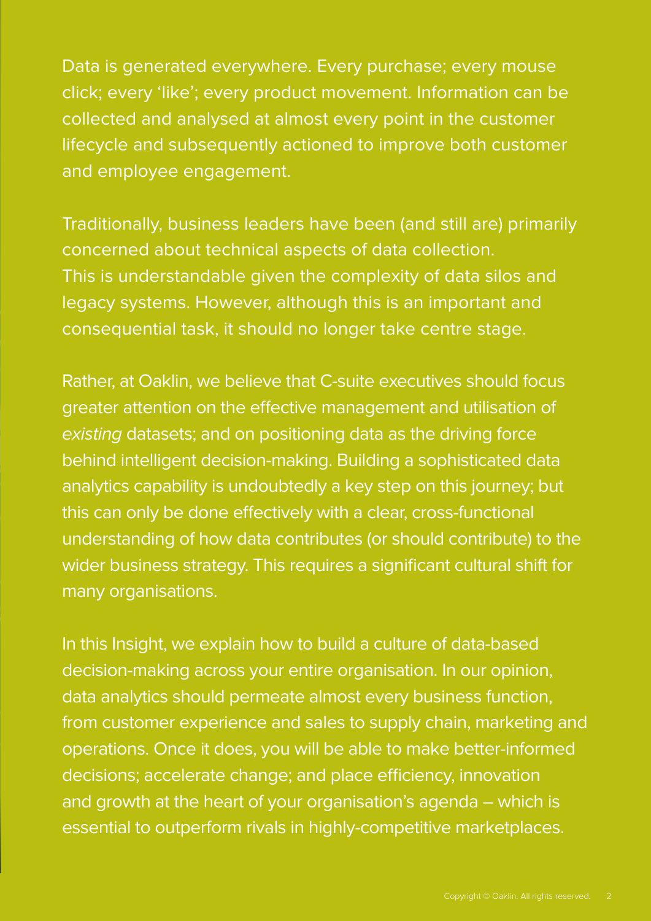Data is generated everywhere. Every purchase; every mouse click; every 'like'; every product movement. Information can be collected and analysed at almost every point in the customer lifecycle and subsequently actioned to improve both customer and employee engagement.

Traditionally, business leaders have been (and still are) primarily concerned about technical aspects of data collection. This is understandable given the complexity of data silos and legacy systems. However, although this is an important and consequential task, it should no longer take centre stage.

Rather, at Oaklin, we believe that C-suite executives should focus greater attention on the effective management and utilisation of *existing* datasets; and on positioning data as the driving force behind intelligent decision-making. Building a sophisticated data analytics capability is undoubtedly a key step on this journey; but this can only be done effectively with a clear, cross-functional understanding of how data contributes (or should contribute) to the wider business strategy. This requires a significant cultural shift for many organisations.

In this Insight, we explain how to build a culture of data-based decision-making across your entire organisation. In our opinion, data analytics should permeate almost every business function, from customer experience and sales to supply chain, marketing and operations. Once it does, you will be able to make better-informed decisions; accelerate change; and place efficiency, innovation and growth at the heart of your organisation's agenda – which is essential to outperform rivals in highly-competitive marketplaces.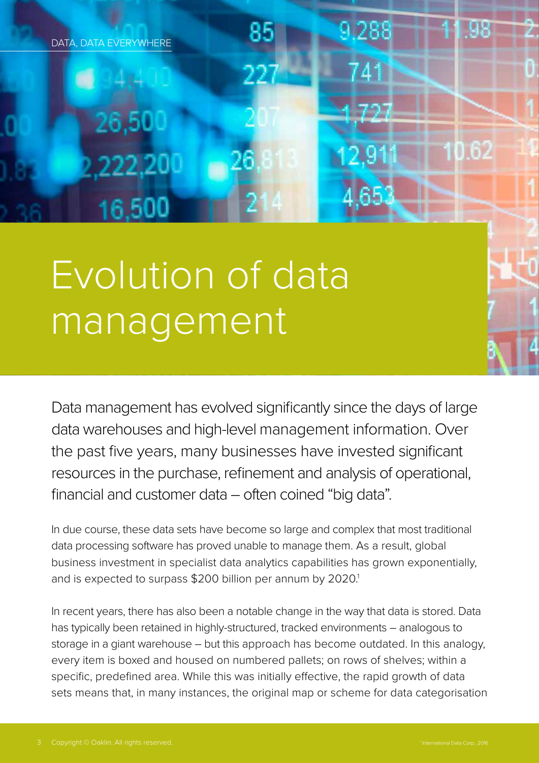DATA, DATA EVERYWHERE

# Evolution of data management

Data management has evolved significantly since the days of large data warehouses and high-level management information. Over the past five years, many businesses have invested significant resources in the purchase, refinement and analysis of operational, financial and customer data – often coined "big data".

In due course, these data sets have become so large and complex that most traditional data processing software has proved unable to manage them. As a result, global business investment in specialist data analytics capabilities has grown exponentially, and is expected to surpass $200 billion per annum by 2020.[1]

In recent years, there has also been a notable change in the way that data is stored. Data has typically been retained in highly-structured, tracked environments – analogous to storage in a giant warehouse – but this approach has become outdated. In this analogy, every item is boxed and housed on numbered pallets; on rows of shelves; within a specific, predefined area. While this was initially effective, the rapid growth of data sets means that, in many instances, the original map or scheme for data categorisation

[1] International Data Corp., 2016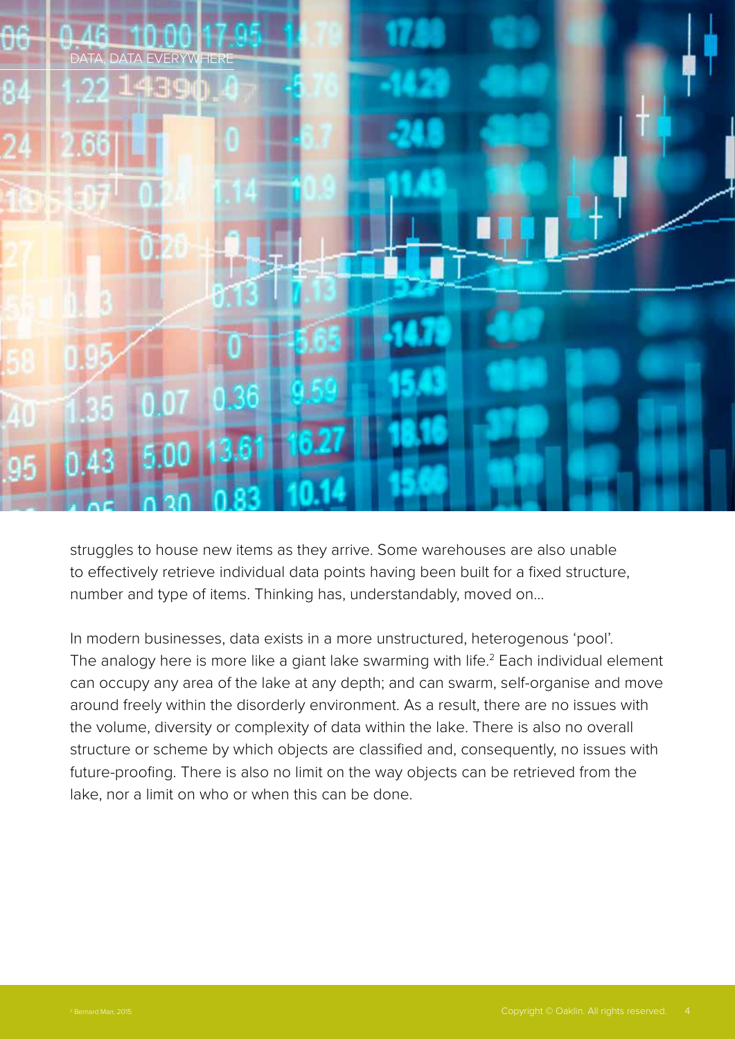struggles to house new items as they arrive. Some warehouses are also unable to effectively retrieve individual data points having been built for a fixed structure, number and type of items. Thinking has, understandably, moved on…

In modern businesses, data exists in a more unstructured, heterogenous 'pool'. The analogy here is more like a giant lake swarming with life.[2] Each individual element can occupy any area of the lake at any depth; and can swarm, self-organise and move around freely within the disorderly environment. As a result, there are no issues with the volume, diversity or complexity of data within the lake. There is also no overall structure or scheme by which objects are classified and, consequently, no issues with future-proofing. There is also no limit on the way objects can be retrieved from the lake, nor a limit on who or when this can be done.

[2] Bernard Marr, 2015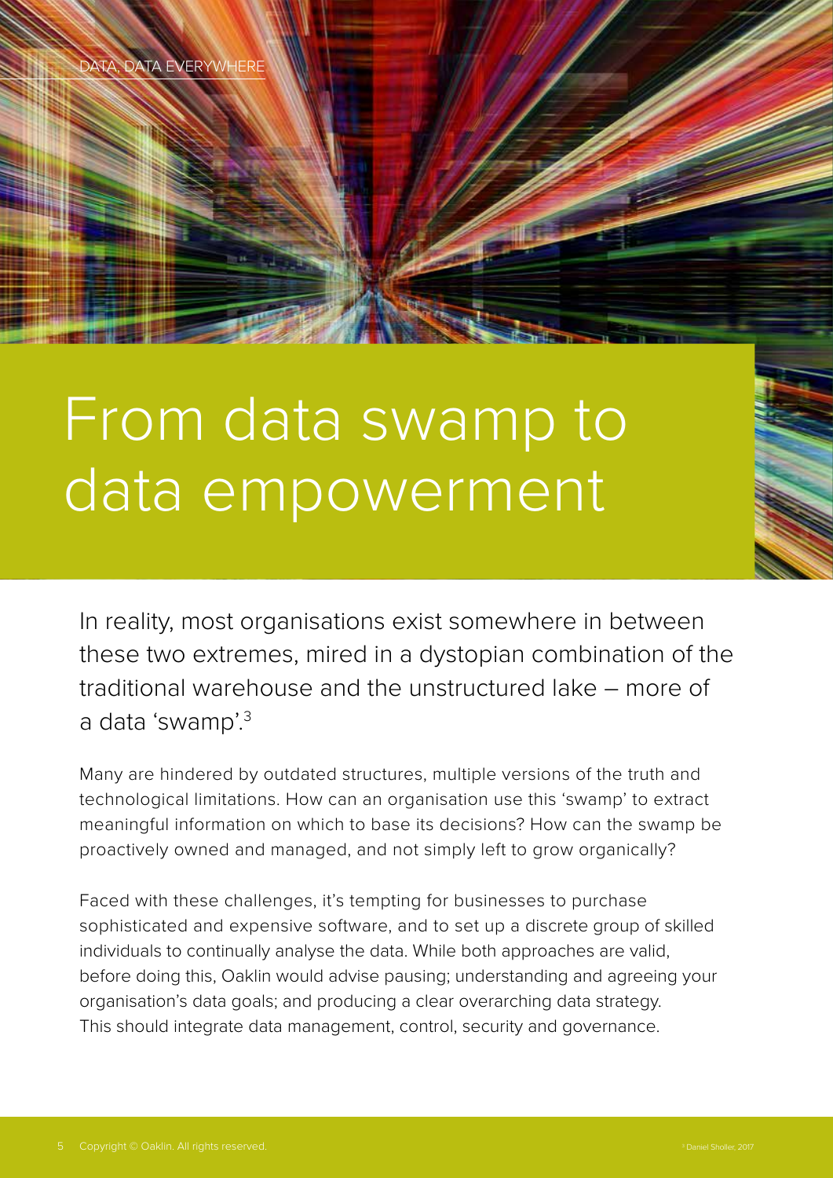# From data swamp to data empowerment

In reality, most organisations exist somewhere in between these two extremes, mired in a dystopian combination of the traditional warehouse and the unstructured lake – more of a data 'swamp'.[3]

Many are hindered by outdated structures, multiple versions of the truth and technological limitations. How can an organisation use this 'swamp' to extract meaningful information on which to base its decisions? How can the swamp be proactively owned and managed, and not simply left to grow organically?

Faced with these challenges, it's tempting for businesses to purchase sophisticated and expensive software, and to set up a discrete group of skilled individuals to continually analyse the data. While both approaches are valid, before doing this, Oaklin would advise pausing; understanding and agreeing your organisation's data goals; and producing a clear overarching data strategy. This should integrate data management, control, security and governance.

[3] Daniel Sholler, 2017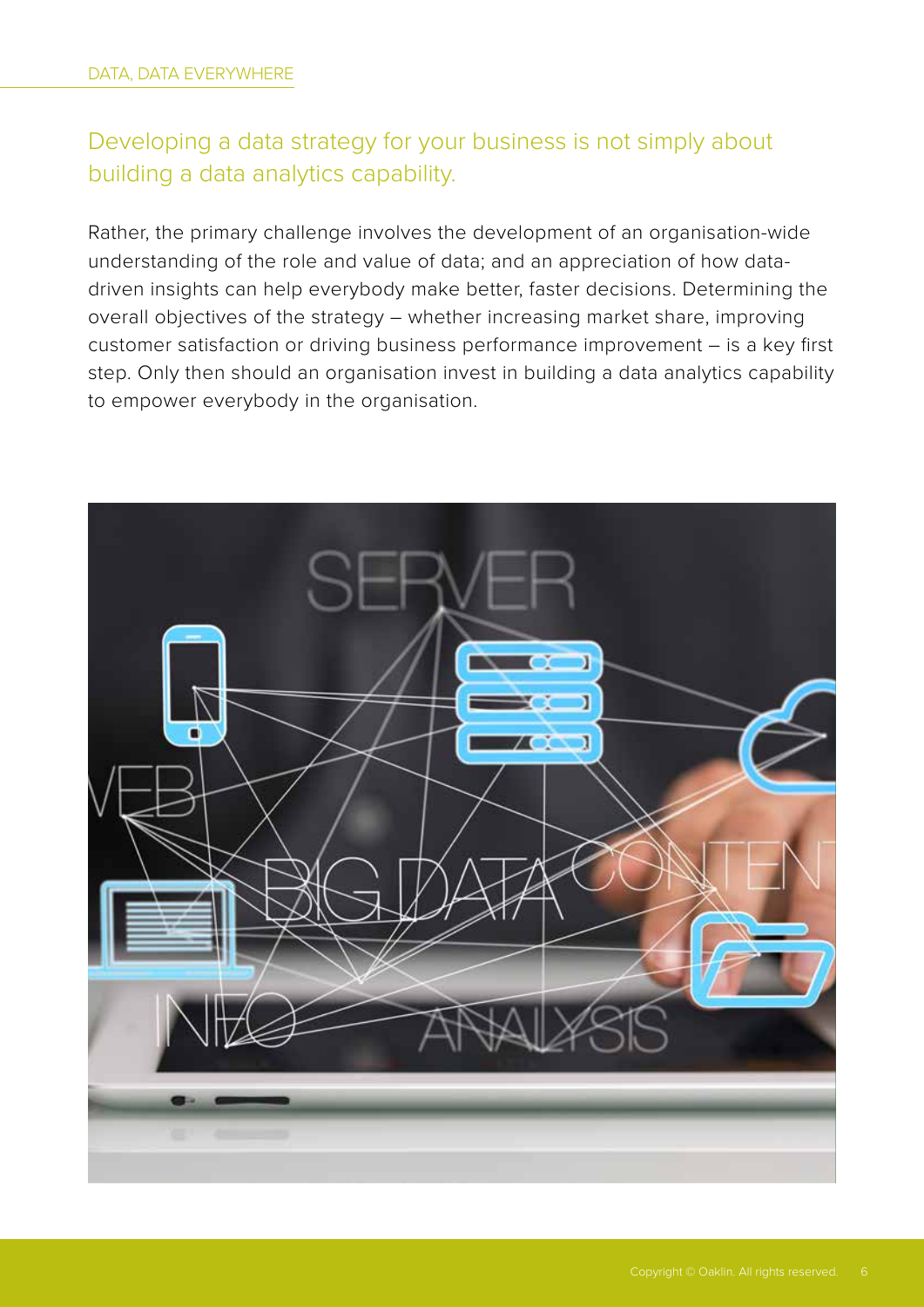## Developing a data strategy for your business is not simply about building a data analytics capability.

Rather, the primary challenge involves the development of an organisation-wide understanding of the role and value of data; and an appreciation of how data-driven insights can help everybody make better, faster decisions. Determining the overall objectives of the strategy – whether increasing market share, improving customer satisfaction or driving business performance improvement – is a key first step. Only then should an organisation invest in building a data analytics capability to empower everybody in the organisation.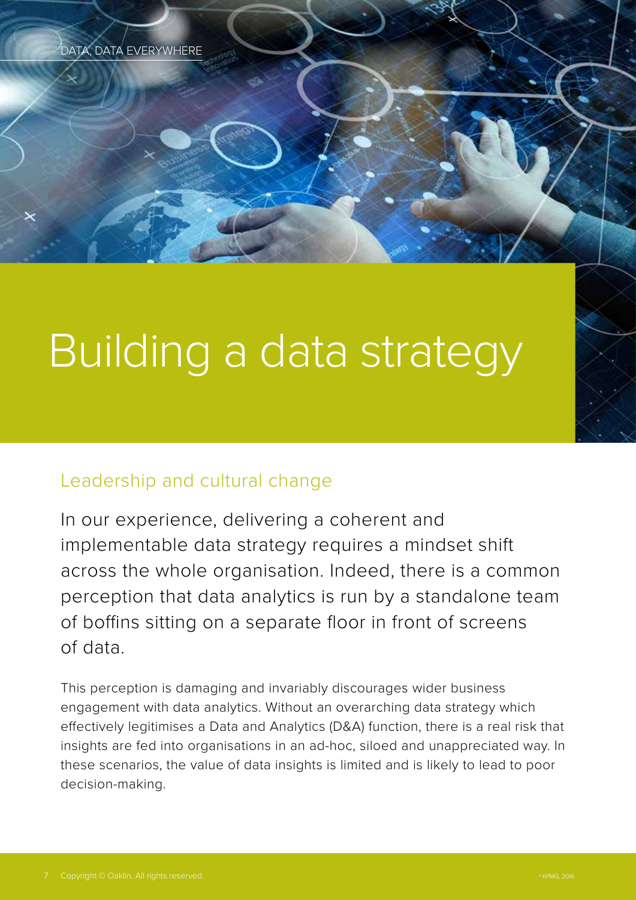# Building a data strategy

## Leadership and cultural change

In our experience, delivering a coherent and implementable data strategy requires a mindset shift across the whole organisation. Indeed, there is a common perception that data analytics is run by a standalone team of boffins sitting on a separate floor in front of screens of data.

This perception is damaging and invariably discourages wider business engagement with data analytics. Without an overarching data strategy which effectively legitimises a Data and Analytics (D&A) function, there is a real risk that insights are fed into organisations in an ad-hoc, siloed and unappreciated way. In these scenarios, the value of data insights is limited and is likely to lead to poor decision-making.

[a] KPMG, 2016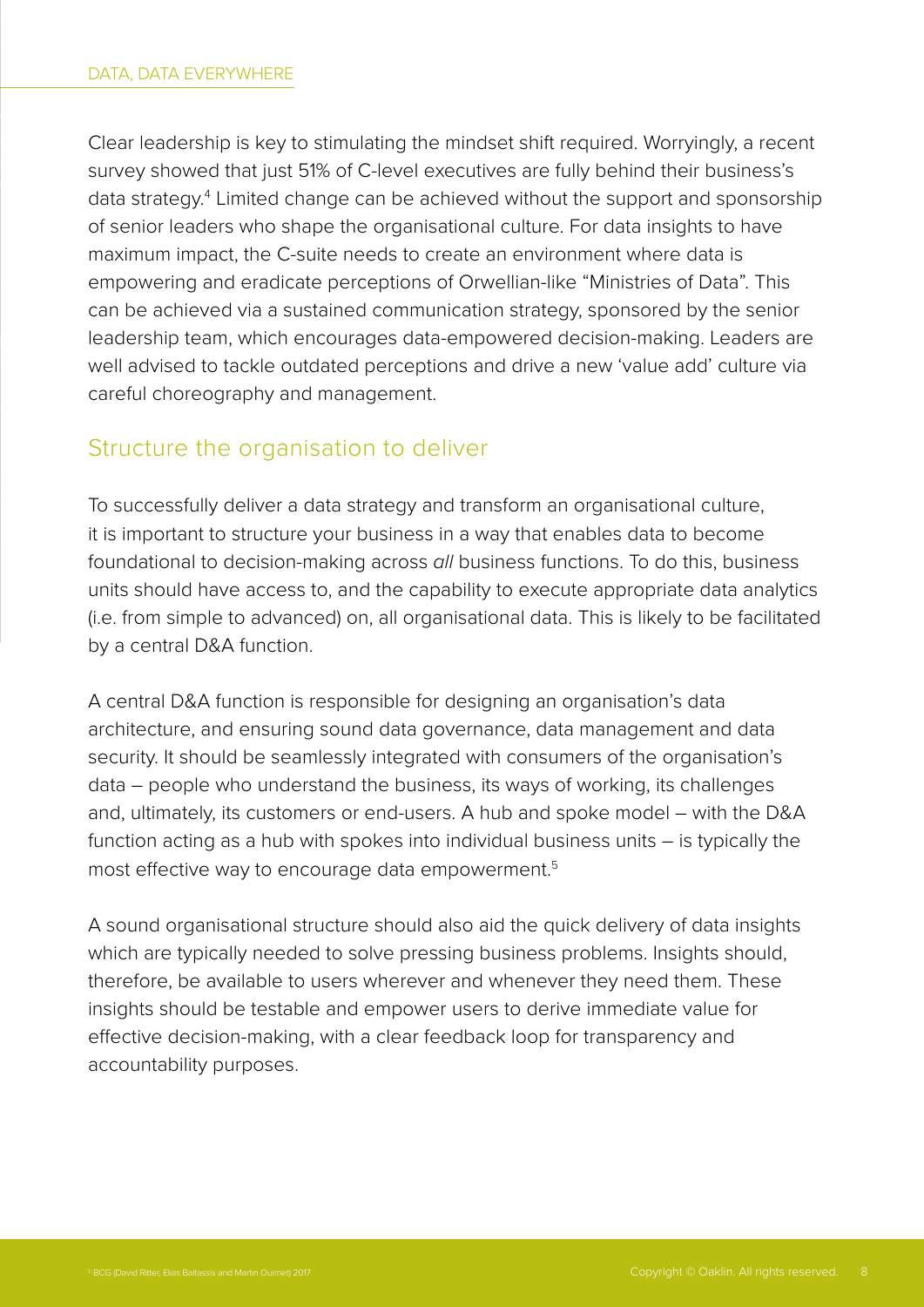Clear leadership is key to stimulating the mindset shift required. Worryingly, a recent survey showed that just 51% of C-level executives are fully behind their business's data strategy.[4] Limited change can be achieved without the support and sponsorship of senior leaders who shape the organisational culture. For data insights to have maximum impact, the C-suite needs to create an environment where data is empowering and eradicate perceptions of Orwellian-like "Ministries of Data". This can be achieved via a sustained communication strategy, sponsored by the senior leadership team, which encourages data-empowered decision-making. Leaders are well advised to tackle outdated perceptions and drive a new 'value add' culture via careful choreography and management.

## Structure the organisation to deliver

To successfully deliver a data strategy and transform an organisational culture, it is important to structure your business in a way that enables data to become foundational to decision-making across *all* business functions. To do this, business units should have access to, and the capability to execute appropriate data analytics (i.e. from simple to advanced) on, all organisational data. This is likely to be facilitated by a central D&A function.

A central D&A function is responsible for designing an organisation's data architecture, and ensuring sound data governance, data management and data security. It should be seamlessly integrated with consumers of the organisation's data – people who understand the business, its ways of working, its challenges and, ultimately, its customers or end-users. A hub and spoke model – with the D&A function acting as a hub with spokes into individual business units – is typically the most effective way to encourage data empowerment.[5]

A sound organisational structure should also aid the quick delivery of data insights which are typically needed to solve pressing business problems. Insights should, therefore, be available to users wherever and whenever they need them. These insights should be testable and empower users to derive immediate value for effective decision-making, with a clear feedback loop for transparency and accountability purposes.

[5] BCG (David Ritter, Elias Baltassis and Martin Ouimet) 2017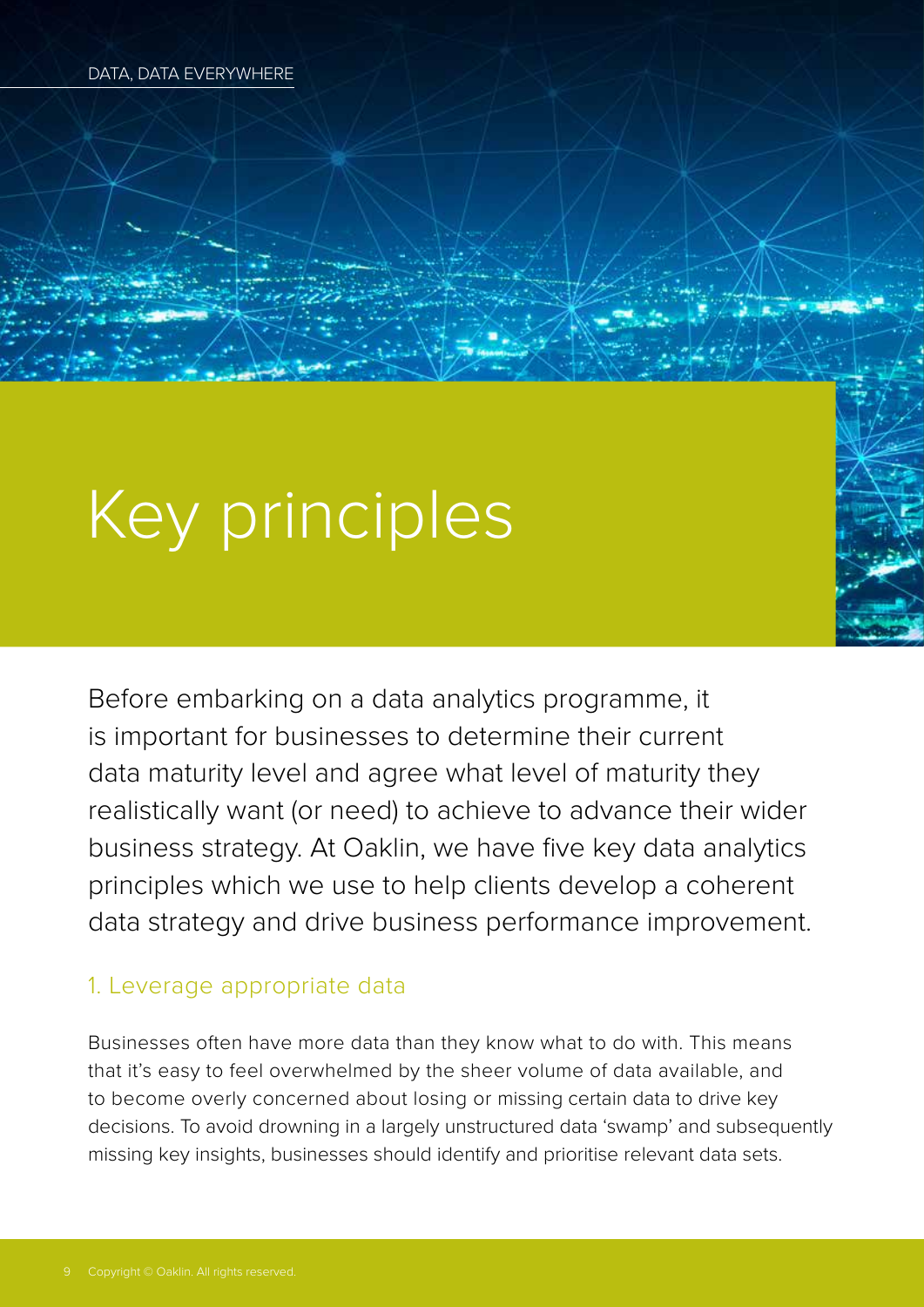# Key principles

Before embarking on a data analytics programme, it is important for businesses to determine their current data maturity level and agree what level of maturity they realistically want (or need) to achieve to advance their wider business strategy. At Oaklin, we have five key data analytics principles which we use to help clients develop a coherent data strategy and drive business performance improvement.

## 1. Leverage appropriate data

Businesses often have more data than they know what to do with. This means that it's easy to feel overwhelmed by the sheer volume of data available, and to become overly concerned about losing or missing certain data to drive key decisions. To avoid drowning in a largely unstructured data 'swamp' and subsequently missing key insights, businesses should identify and prioritise relevant data sets.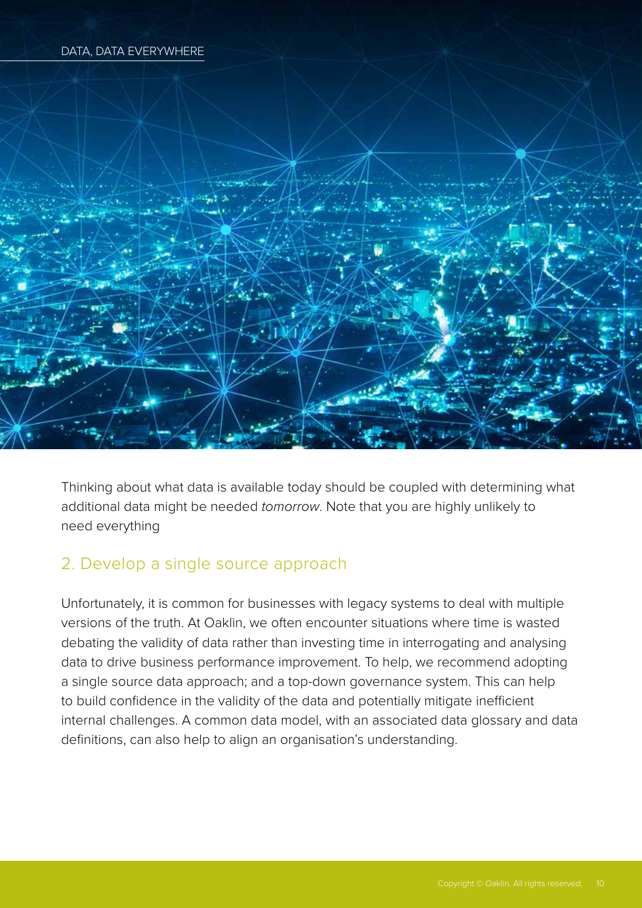Thinking about what data is available today should be coupled with determining what additional data might be needed *tomorrow*. Note that you are highly unlikely to need everything

## 2. Develop a single source approach

Unfortunately, it is common for businesses with legacy systems to deal with multiple versions of the truth. At Oaklin, we often encounter situations where time is wasted debating the validity of data rather than investing time in interrogating and analysing data to drive business performance improvement. To help, we recommend adopting a single source data approach; and a top-down governance system. This can help to build confidence in the validity of the data and potentially mitigate inefficient internal challenges. A common data model, with an associated data glossary and data definitions, can also help to align an organisation's understanding.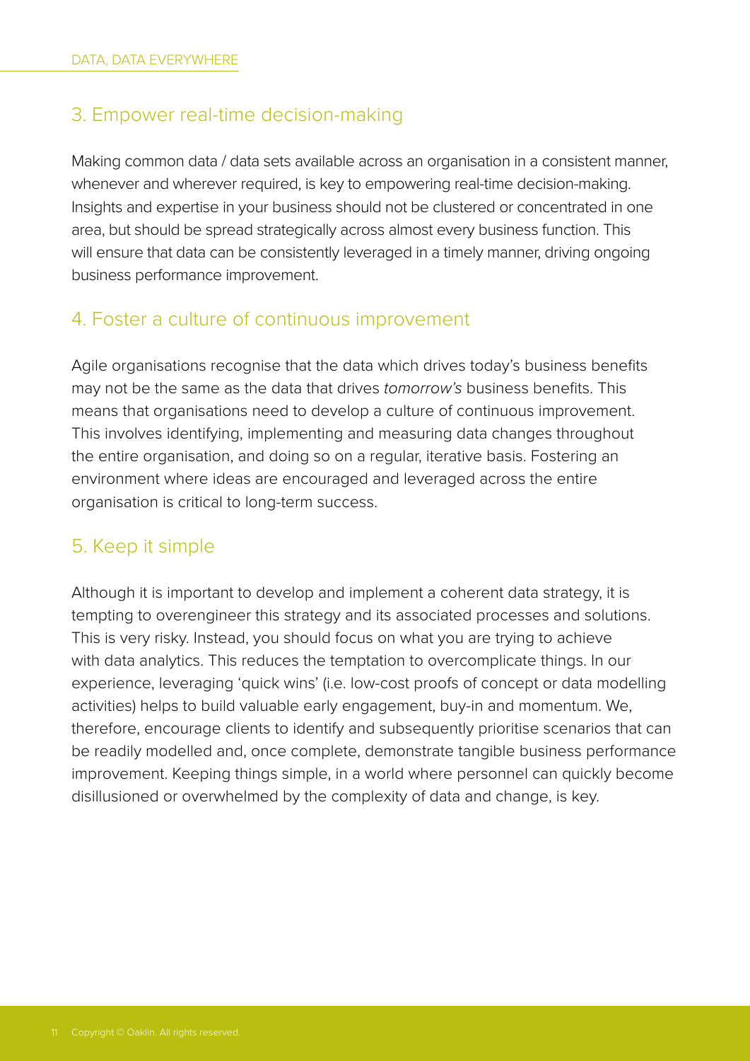## 3. Empower real-time decision-making

Making common data / data sets available across an organisation in a consistent manner, whenever and wherever required, is key to empowering real-time decision-making. Insights and expertise in your business should not be clustered or concentrated in one area, but should be spread strategically across almost every business function. This will ensure that data can be consistently leveraged in a timely manner, driving ongoing business performance improvement.

## 4. Foster a culture of continuous improvement

Agile organisations recognise that the data which drives today's business benefits may not be the same as the data that drives *tomorrow's* business benefits. This means that organisations need to develop a culture of continuous improvement. This involves identifying, implementing and measuring data changes throughout the entire organisation, and doing so on a regular, iterative basis. Fostering an environment where ideas are encouraged and leveraged across the entire organisation is critical to long-term success.

## 5. Keep it simple

Although it is important to develop and implement a coherent data strategy, it is tempting to overengineer this strategy and its associated processes and solutions. This is very risky. Instead, you should focus on what you are trying to achieve with data analytics. This reduces the temptation to overcomplicate things. In our experience, leveraging 'quick wins' (i.e. low-cost proofs of concept or data modelling activities) helps to build valuable early engagement, buy-in and momentum. We, therefore, encourage clients to identify and subsequently prioritise scenarios that can be readily modelled and, once complete, demonstrate tangible business performance improvement. Keeping things simple, in a world where personnel can quickly become disillusioned or overwhelmed by the complexity of data and change, is key.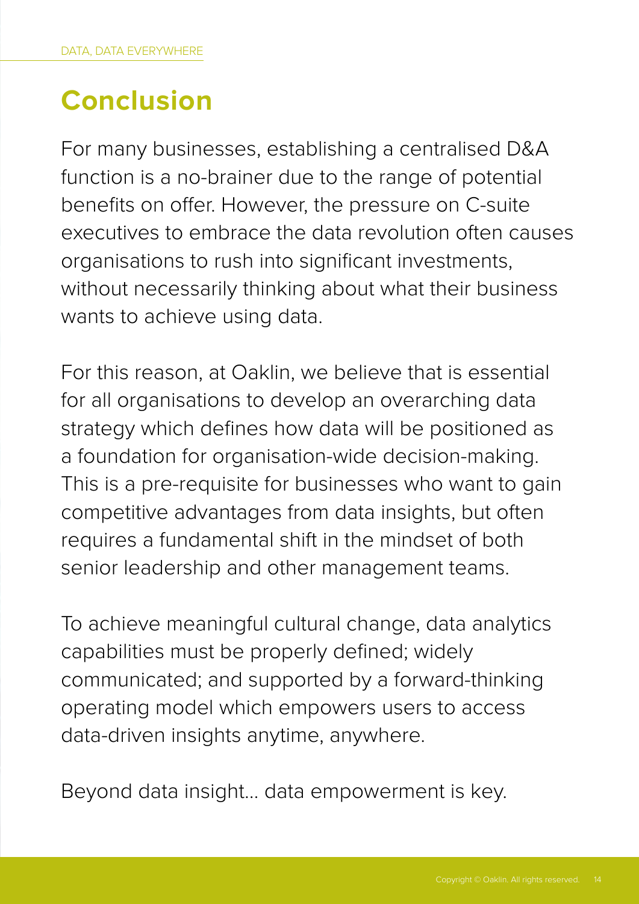## Conclusion

For many businesses, establishing a centralised D&A function is a no-brainer due to the range of potential benefits on offer. However, the pressure on C-suite executives to embrace the data revolution often causes organisations to rush into significant investments, without necessarily thinking about what their business wants to achieve using data.

For this reason, at Oaklin, we believe that is essential for all organisations to develop an overarching data strategy which defines how data will be positioned as a foundation for organisation-wide decision-making. This is a pre-requisite for businesses who want to gain competitive advantages from data insights, but often requires a fundamental shift in the mindset of both senior leadership and other management teams.

To achieve meaningful cultural change, data analytics capabilities must be properly defined; widely communicated; and supported by a forward-thinking operating model which empowers users to access data-driven insights anytime, anywhere.

Beyond data insight... data empowerment is key.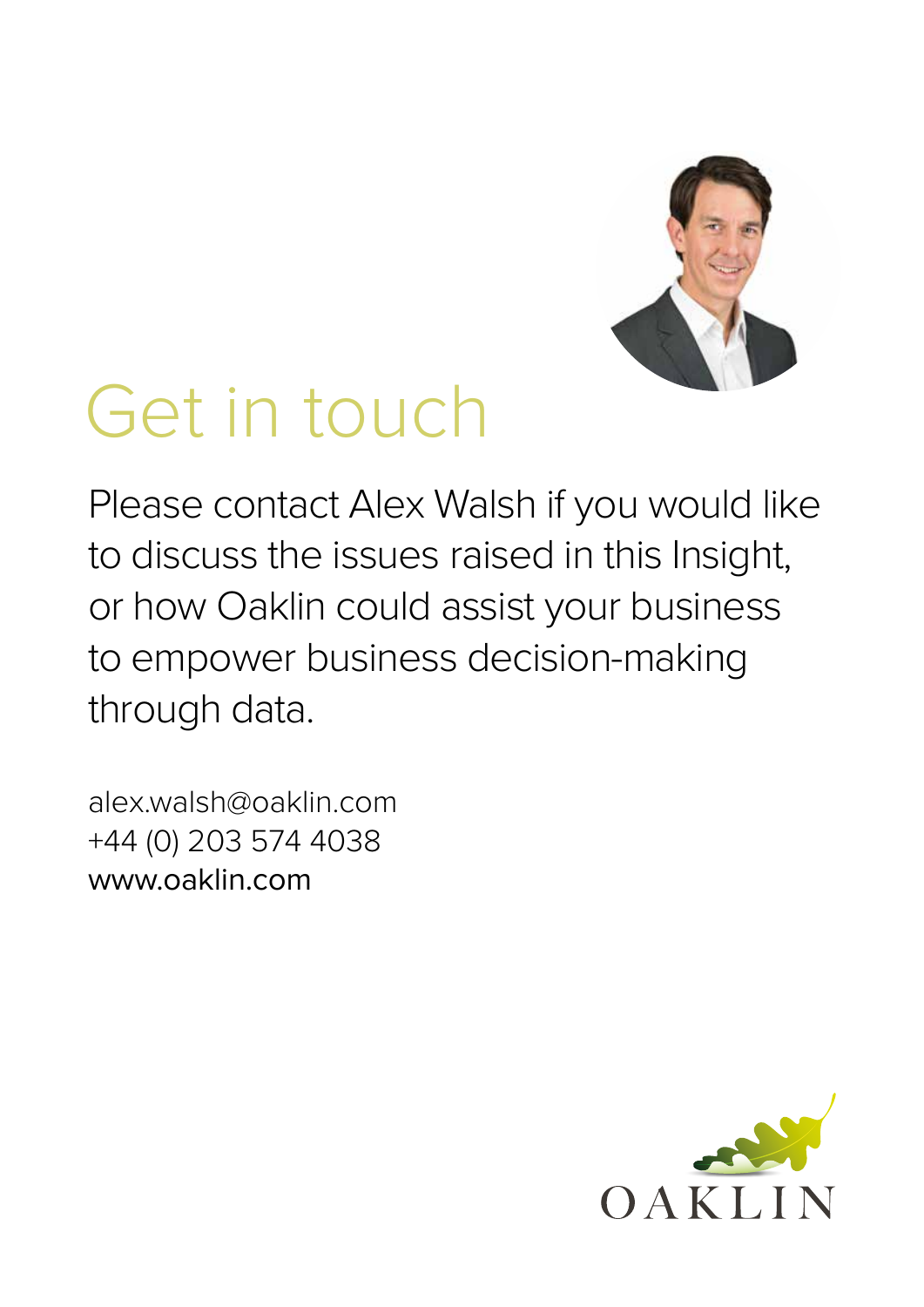# Get in touch

Please contact Alex Walsh if you would like to discuss the issues raised in this Insight, or how Oaklin could assist your business to empower business decision-making through data.

alex.walsh@oaklin.com
+44 (0) 203 574 4038
www.oaklin.com

OAKLIN